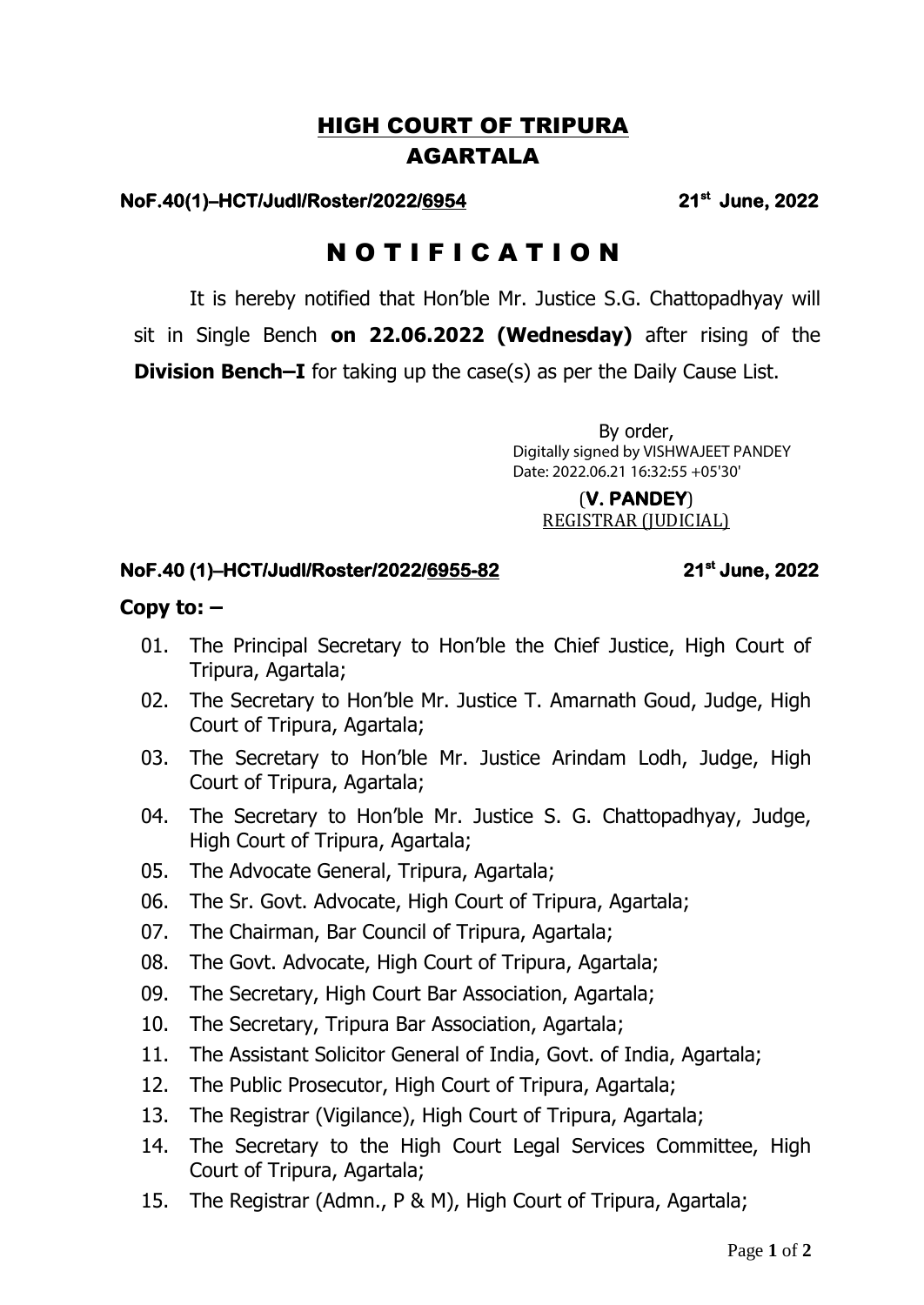# HIGH COURT OF TRIPURA
# AGARTALA

**NoF.40(1)–HCT/Judl/Roster/2022/6954** **21st June, 2022**

## N O T I F I C A T I O N

It is hereby notified that Hon'ble Mr. Justice S.G. Chattopadhyay will sit in Single Bench **on 22.06.2022 (Wednesday)** after rising of the **Division Bench–I** for taking up the case(s) as per the Daily Cause List.

By order,
Digitally signed by VISHWAJEET PANDEY
Date: 2022.06.21 16:32:55 +05'30'

(**V. PANDEY**)
REGISTRAR (JUDICIAL)

**NoF.40 (1)–HCT/Judl/Roster/2022/6955-82** **21st June, 2022**

**Copy to: –**

01. The Principal Secretary to Hon'ble the Chief Justice, High Court of Tripura, Agartala;
02. The Secretary to Hon'ble Mr. Justice T. Amarnath Goud, Judge, High Court of Tripura, Agartala;
03. The Secretary to Hon'ble Mr. Justice Arindam Lodh, Judge, High Court of Tripura, Agartala;
04. The Secretary to Hon'ble Mr. Justice S. G. Chattopadhyay, Judge, High Court of Tripura, Agartala;
05. The Advocate General, Tripura, Agartala;
06. The Sr. Govt. Advocate, High Court of Tripura, Agartala;
07. The Chairman, Bar Council of Tripura, Agartala;
08. The Govt. Advocate, High Court of Tripura, Agartala;
09. The Secretary, High Court Bar Association, Agartala;
10. The Secretary, Tripura Bar Association, Agartala;
11. The Assistant Solicitor General of India, Govt. of India, Agartala;
12. The Public Prosecutor, High Court of Tripura, Agartala;
13. The Registrar (Vigilance), High Court of Tripura, Agartala;
14. The Secretary to the High Court Legal Services Committee, High Court of Tripura, Agartala;
15. The Registrar (Admn., P & M), High Court of Tripura, Agartala;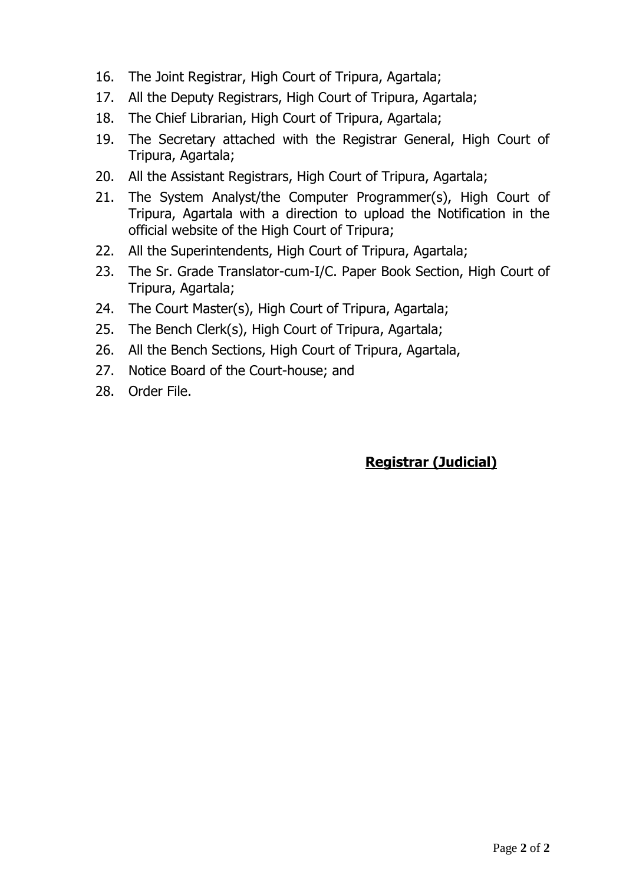16. The Joint Registrar, High Court of Tripura, Agartala;
17. All the Deputy Registrars, High Court of Tripura, Agartala;
18. The Chief Librarian, High Court of Tripura, Agartala;
19. The Secretary attached with the Registrar General, High Court of Tripura, Agartala;
20. All the Assistant Registrars, High Court of Tripura, Agartala;
21. The System Analyst/the Computer Programmer(s), High Court of Tripura, Agartala with a direction to upload the Notification in the official website of the High Court of Tripura;
22. All the Superintendents, High Court of Tripura, Agartala;
23. The Sr. Grade Translator-cum-I/C. Paper Book Section, High Court of Tripura, Agartala;
24. The Court Master(s), High Court of Tripura, Agartala;
25. The Bench Clerk(s), High Court of Tripura, Agartala;
26. All the Bench Sections, High Court of Tripura, Agartala,
27. Notice Board of the Court-house; and
28. Order File.

**Registrar (Judicial)**